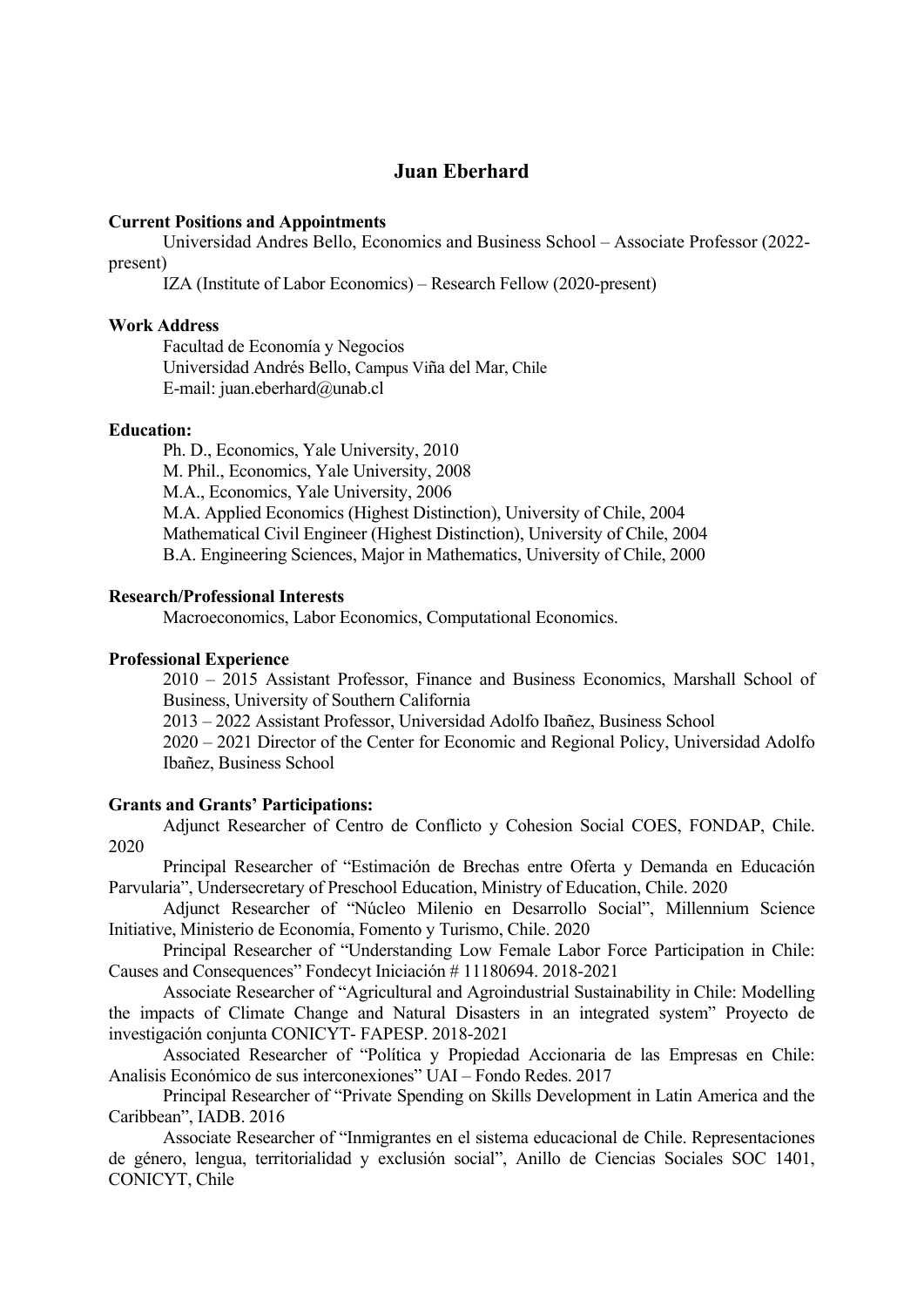# Juan Eberhard

**Current Positions and Appointments**

Universidad Andres Bello, Economics and Business School – Associate Professor (2022-present)

IZA (Institute of Labor Economics) – Research Fellow (2020-present)

**Work Address**

Facultad de Economía y Negocios
Universidad Andrés Bello, Campus Viña del Mar, Chile
E-mail: juan.eberhard@unab.cl

**Education:**

Ph. D., Economics, Yale University, 2010
M. Phil., Economics, Yale University, 2008
M.A., Economics, Yale University, 2006
M.A. Applied Economics (Highest Distinction), University of Chile, 2004
Mathematical Civil Engineer (Highest Distinction), University of Chile, 2004
B.A. Engineering Sciences, Major in Mathematics, University of Chile, 2000

**Research/Professional Interests**

Macroeconomics, Labor Economics, Computational Economics.

**Professional Experience**

2010 – 2015 Assistant Professor, Finance and Business Economics, Marshall School of Business, University of Southern California

2013 – 2022 Assistant Professor, Universidad Adolfo Ibañez, Business School

2020 – 2021 Director of the Center for Economic and Regional Policy, Universidad Adolfo Ibañez, Business School

**Grants and Grants' Participations:**

Adjunct Researcher of Centro de Conflicto y Cohesion Social COES, FONDAP, Chile. 2020

Principal Researcher of "Estimación de Brechas entre Oferta y Demanda en Educación Parvularia", Undersecretary of Preschool Education, Ministry of Education, Chile. 2020

Adjunct Researcher of "Núcleo Milenio en Desarrollo Social", Millennium Science Initiative, Ministerio de Economía, Fomento y Turismo, Chile. 2020

Principal Researcher of "Understanding Low Female Labor Force Participation in Chile: Causes and Consequences" Fondecyt Iniciación # 11180694. 2018-2021

Associate Researcher of "Agricultural and Agroindustrial Sustainability in Chile: Modelling the impacts of Climate Change and Natural Disasters in an integrated system" Proyecto de investigación conjunta CONICYT- FAPESP. 2018-2021

Associated Researcher of "Política y Propiedad Accionaria de las Empresas en Chile: Analisis Económico de sus interconexiones" UAI – Fondo Redes. 2017

Principal Researcher of "Private Spending on Skills Development in Latin America and the Caribbean", IADB. 2016

Associate Researcher of "Inmigrantes en el sistema educacional de Chile. Representaciones de género, lengua, territorialidad y exclusión social", Anillo de Ciencias Sociales SOC 1401, CONICYT, Chile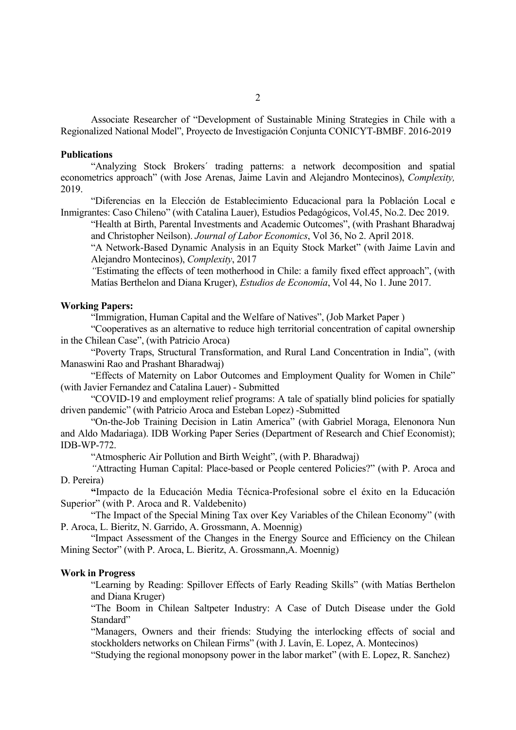Associate Researcher of "Development of Sustainable Mining Strategies in Chile with a Regionalized National Model", Proyecto de Investigación Conjunta CONICYT-BMBF. 2016-2019

**Publications**

"Analyzing Stock Brokers´ trading patterns: a network decomposition and spatial econometrics approach" (with Jose Arenas, Jaime Lavin and Alejandro Montecinos), *Complexity,* 2019.

"Diferencias en la Elección de Establecimiento Educacional para la Población Local e Inmigrantes: Caso Chileno" (with Catalina Lauer), Estudios Pedagógicos, Vol.45, No.2. Dec 2019.

"Health at Birth, Parental Investments and Academic Outcomes", (with Prashant Bharadwaj and Christopher Neilson). *Journal of Labor Economics*, Vol 36, No 2. April 2018.

"A Network-Based Dynamic Analysis in an Equity Stock Market" (with Jaime Lavin and Alejandro Montecinos), *Complexity*, 2017

*"*Estimating the effects of teen motherhood in Chile: a family fixed effect approach", (with Matías Berthelon and Diana Kruger), *Estudios de Economía*, Vol 44, No 1. June 2017.

**Working Papers:**

"Immigration, Human Capital and the Welfare of Natives", (Job Market Paper )

"Cooperatives as an alternative to reduce high territorial concentration of capital ownership in the Chilean Case", (with Patricio Aroca)

"Poverty Traps, Structural Transformation, and Rural Land Concentration in India", (with Manaswini Rao and Prashant Bharadwaj)

"Effects of Maternity on Labor Outcomes and Employment Quality for Women in Chile" (with Javier Fernandez and Catalina Lauer) - Submitted

"COVID-19 and employment relief programs: A tale of spatially blind policies for spatially driven pandemic" (with Patricio Aroca and Esteban Lopez) -Submitted

"On-the-Job Training Decision in Latin America" (with Gabriel Moraga, Elenonora Nun and Aldo Madariaga). IDB Working Paper Series (Department of Research and Chief Economist); IDB-WP-772.

"Atmospheric Air Pollution and Birth Weight", (with P. Bharadwaj)

*"*Attracting Human Capital: Place-based or People centered Policies?" (with P. Aroca and D. Pereira)

**"**Impacto de la Educación Media Técnica-Profesional sobre el éxito en la Educación Superior" (with P. Aroca and R. Valdebenito)

"The Impact of the Special Mining Tax over Key Variables of the Chilean Economy" (with P. Aroca, L. Bieritz, N. Garrido, A. Grossmann, A. Moennig)

"Impact Assessment of the Changes in the Energy Source and Efficiency on the Chilean Mining Sector" (with P. Aroca, L. Bieritz, A. Grossmann,A. Moennig)

**Work in Progress**

"Learning by Reading: Spillover Effects of Early Reading Skills" (with Matías Berthelon and Diana Kruger)

"The Boom in Chilean Saltpeter Industry: A Case of Dutch Disease under the Gold Standard"

"Managers, Owners and their friends: Studying the interlocking effects of social and stockholders networks on Chilean Firms" (with J. Lavín, E. Lopez, A. Montecinos)

"Studying the regional monopsony power in the labor market" (with E. Lopez, R. Sanchez)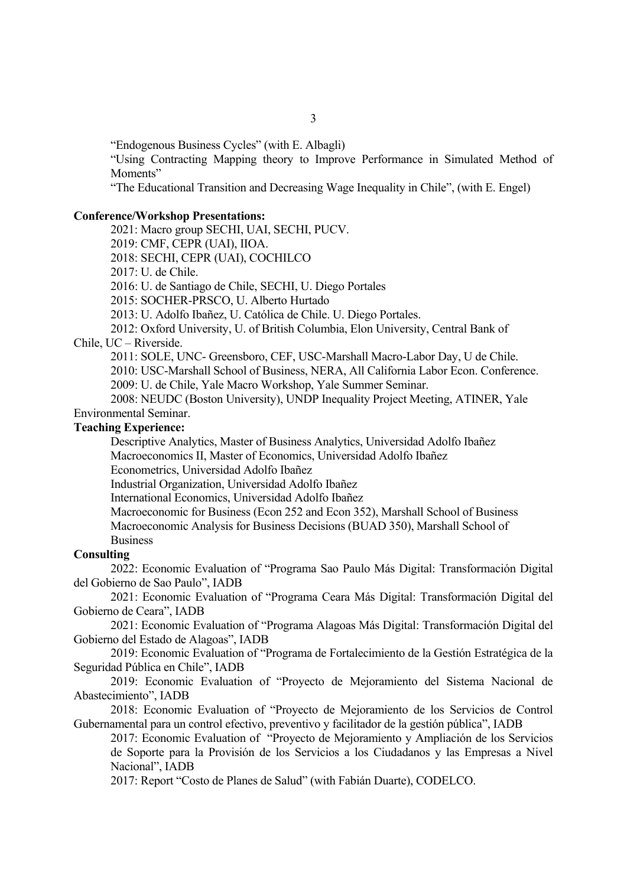"Endogenous Business Cycles" (with E. Albagli)

"Using Contracting Mapping theory to Improve Performance in Simulated Method of Moments"

"The Educational Transition and Decreasing Wage Inequality in Chile", (with E. Engel)

**Conference/Workshop Presentations:**

2021: Macro group SECHI, UAI, SECHI, PUCV.

2019: CMF, CEPR (UAI), IIOA.

2018: SECHI, CEPR (UAI), COCHILCO

2017: U. de Chile.

2016: U. de Santiago de Chile, SECHI, U. Diego Portales

2015: SOCHER-PRSCO, U. Alberto Hurtado

2013: U. Adolfo Ibañez, U. Católica de Chile. U. Diego Portales.

2012: Oxford University, U. of British Columbia, Elon University, Central Bank of Chile, UC – Riverside.

2011: SOLE, UNC- Greensboro, CEF, USC-Marshall Macro-Labor Day, U de Chile.

2010: USC-Marshall School of Business, NERA, All California Labor Econ. Conference.

2009: U. de Chile, Yale Macro Workshop, Yale Summer Seminar.

2008: NEUDC (Boston University), UNDP Inequality Project Meeting, ATINER, Yale Environmental Seminar.

**Teaching Experience:**

Descriptive Analytics, Master of Business Analytics, Universidad Adolfo Ibañez

Macroeconomics II, Master of Economics, Universidad Adolfo Ibañez

Econometrics, Universidad Adolfo Ibañez

Industrial Organization, Universidad Adolfo Ibañez

International Economics, Universidad Adolfo Ibañez

Macroeconomic for Business (Econ 252 and Econ 352), Marshall School of Business

Macroeconomic Analysis for Business Decisions (BUAD 350), Marshall School of Business

**Consulting**

2022: Economic Evaluation of "Programa Sao Paulo Más Digital: Transformación Digital del Gobierno de Sao Paulo", IADB

2021: Economic Evaluation of "Programa Ceara Más Digital: Transformación Digital del Gobierno de Ceara", IADB

2021: Economic Evaluation of "Programa Alagoas Más Digital: Transformación Digital del Gobierno del Estado de Alagoas", IADB

2019: Economic Evaluation of "Programa de Fortalecimiento de la Gestión Estratégica de la Seguridad Pública en Chile", IADB

2019: Economic Evaluation of "Proyecto de Mejoramiento del Sistema Nacional de Abastecimiento", IADB

2018: Economic Evaluation of "Proyecto de Mejoramiento de los Servicios de Control Gubernamental para un control efectivo, preventivo y facilitador de la gestión pública", IADB

2017: Economic Evaluation of "Proyecto de Mejoramiento y Ampliación de los Servicios de Soporte para la Provisión de los Servicios a los Ciudadanos y las Empresas a Nivel Nacional", IADB

2017: Report "Costo de Planes de Salud" (with Fabián Duarte), CODELCO.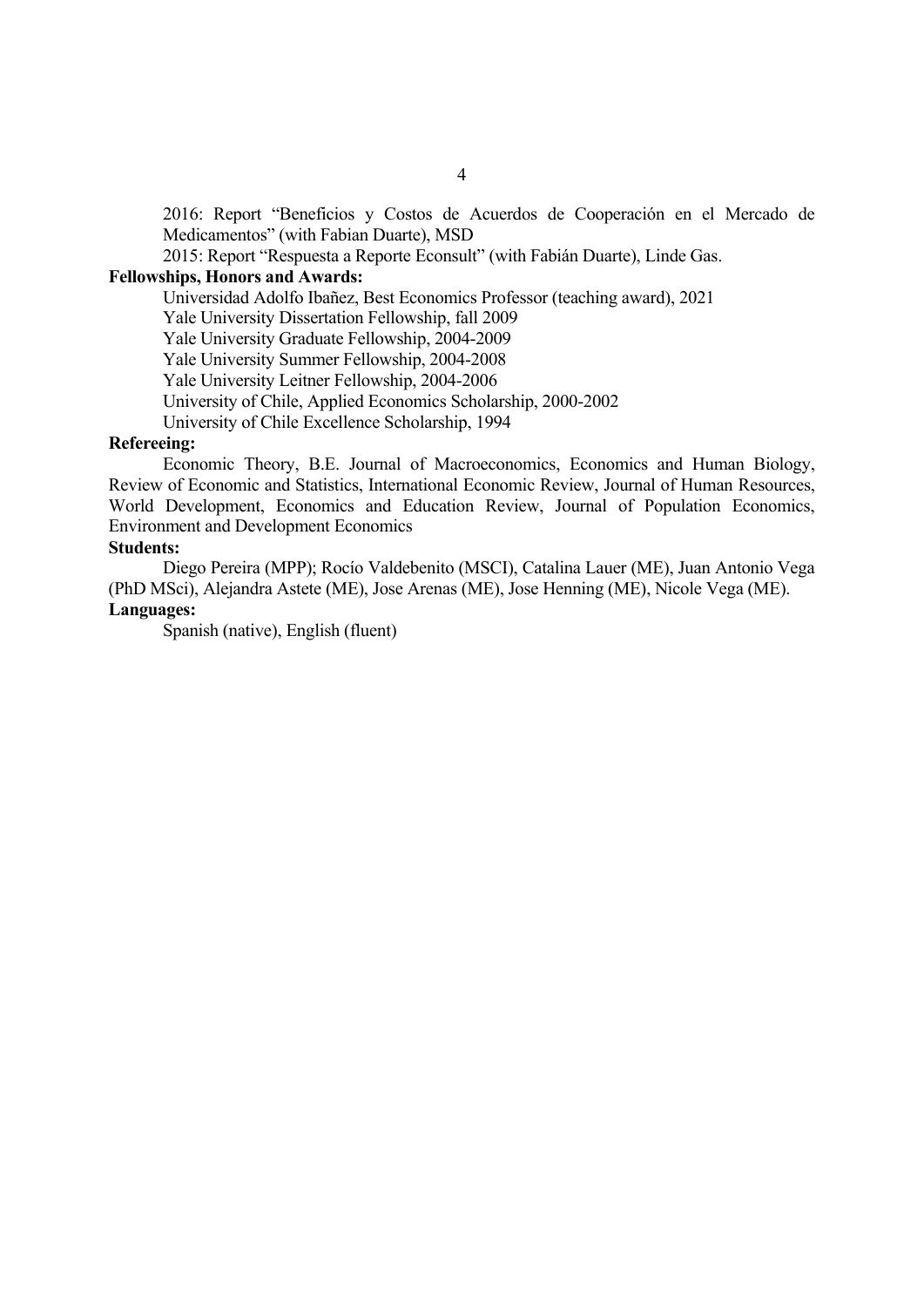2016: Report "Beneficios y Costos de Acuerdos de Cooperación en el Mercado de Medicamentos" (with Fabian Duarte), MSD

2015: Report "Respuesta a Reporte Econsult" (with Fabián Duarte), Linde Gas.

**Fellowships, Honors and Awards:**

Universidad Adolfo Ibañez, Best Economics Professor (teaching award), 2021

Yale University Dissertation Fellowship, fall 2009

Yale University Graduate Fellowship, 2004-2009

Yale University Summer Fellowship, 2004-2008

Yale University Leitner Fellowship, 2004-2006

University of Chile, Applied Economics Scholarship, 2000-2002

University of Chile Excellence Scholarship, 1994

**Refereeing:**

Economic Theory, B.E. Journal of Macroeconomics, Economics and Human Biology, Review of Economic and Statistics, International Economic Review, Journal of Human Resources, World Development, Economics and Education Review, Journal of Population Economics, Environment and Development Economics

**Students:**

Diego Pereira (MPP); Rocío Valdebenito (MSCI), Catalina Lauer (ME), Juan Antonio Vega (PhD MSci), Alejandra Astete (ME), Jose Arenas (ME), Jose Henning (ME), Nicole Vega (ME).

**Languages:**

Spanish (native), English (fluent)